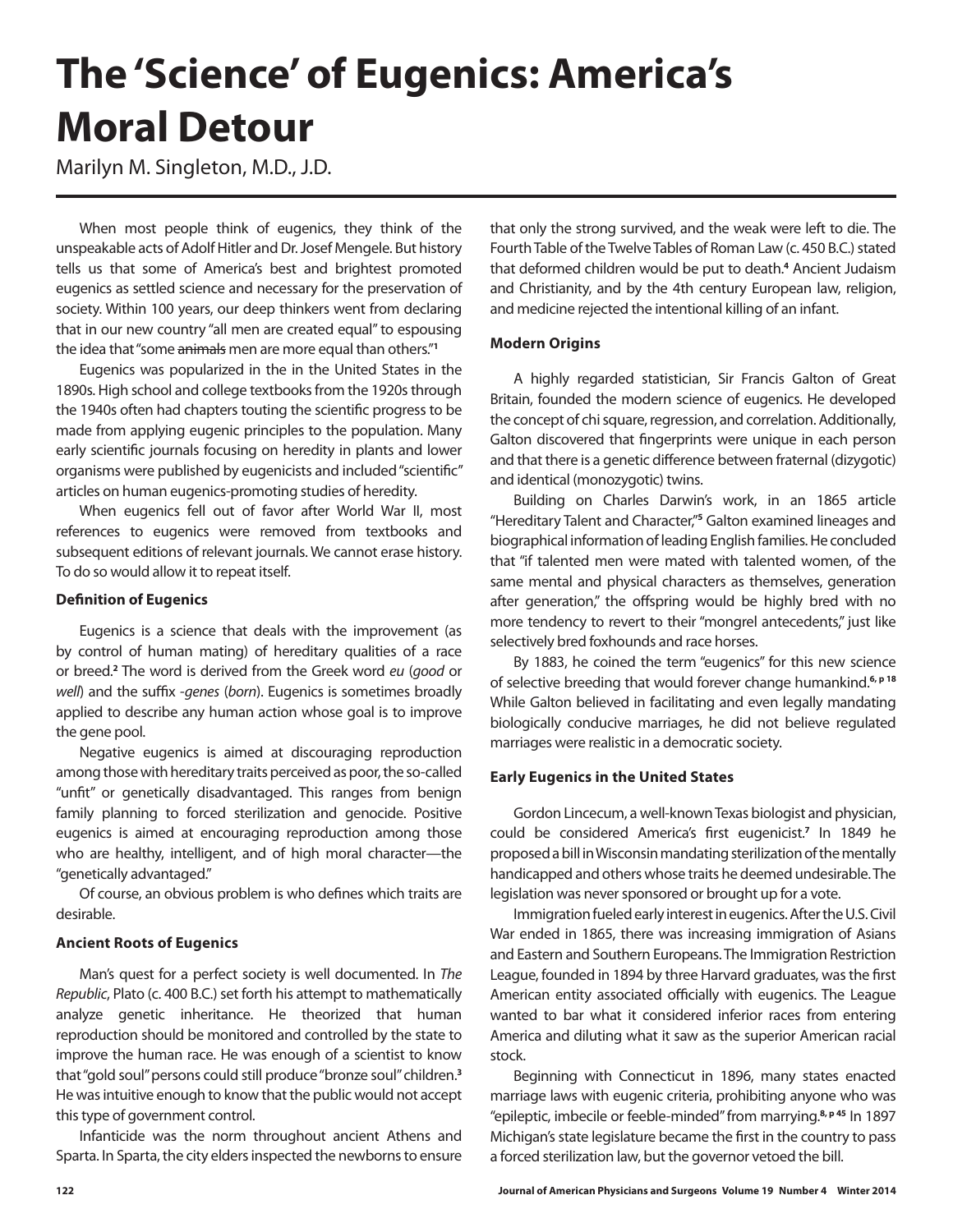# The 'Science' of Eugenics: America's Moral Detour

Marilyn M. Singleton, M.D., J.D.

When most people think of eugenics, they think of the unspeakable acts of Adolf Hitler and Dr. Josef Mengele. But history tells us that some of America's best and brightest promoted eugenics as settled science and necessary for the preservation of society. Within 100 years, our deep thinkers went from declaring that in our new country "all men are created equal" to espousing the idea that "some ~~animals~~ men are more equal than others."[1]

Eugenics was popularized in the in the United States in the 1890s. High school and college textbooks from the 1920s through the 1940s often had chapters touting the scientific progress to be made from applying eugenic principles to the population. Many early scientific journals focusing on heredity in plants and lower organisms were published by eugenicists and included "scientific" articles on human eugenics-promoting studies of heredity.

When eugenics fell out of favor after World War II, most references to eugenics were removed from textbooks and subsequent editions of relevant journals. We cannot erase history. To do so would allow it to repeat itself.

**Definition of Eugenics**

Eugenics is a science that deals with the improvement (as by control of human mating) of hereditary qualities of a race or breed.[2] The word is derived from the Greek word *eu* (*good* or *well*) and the suffix *-genes* (*born*). Eugenics is sometimes broadly applied to describe any human action whose goal is to improve the gene pool.

Negative eugenics is aimed at discouraging reproduction among those with hereditary traits perceived as poor, the so-called "unfit" or genetically disadvantaged. This ranges from benign family planning to forced sterilization and genocide. Positive eugenics is aimed at encouraging reproduction among those who are healthy, intelligent, and of high moral character—the "genetically advantaged."

Of course, an obvious problem is who defines which traits are desirable.

**Ancient Roots of Eugenics**

Man's quest for a perfect society is well documented. In *The Republic*, Plato (c. 400 B.C.) set forth his attempt to mathematically analyze genetic inheritance. He theorized that human reproduction should be monitored and controlled by the state to improve the human race. He was enough of a scientist to know that "gold soul" persons could still produce "bronze soul" children.[3] He was intuitive enough to know that the public would not accept this type of government control.

Infanticide was the norm throughout ancient Athens and Sparta. In Sparta, the city elders inspected the newborns to ensure that only the strong survived, and the weak were left to die. The Fourth Table of the Twelve Tables of Roman Law (c. 450 B.C.) stated that deformed children would be put to death.[4] Ancient Judaism and Christianity, and by the 4th century European law, religion, and medicine rejected the intentional killing of an infant.

**Modern Origins**

A highly regarded statistician, Sir Francis Galton of Great Britain, founded the modern science of eugenics. He developed the concept of chi square, regression, and correlation. Additionally, Galton discovered that fingerprints were unique in each person and that there is a genetic difference between fraternal (dizygotic) and identical (monozygotic) twins.

Building on Charles Darwin's work, in an 1865 article "Hereditary Talent and Character,"[5] Galton examined lineages and biographical information of leading English families. He concluded that "if talented men were mated with talented women, of the same mental and physical characters as themselves, generation after generation," the offspring would be highly bred with no more tendency to revert to their "mongrel antecedents," just like selectively bred foxhounds and race horses.

By 1883, he coined the term "eugenics" for this new science of selective breeding that would forever change humankind.[6, p 18] While Galton believed in facilitating and even legally mandating biologically conducive marriages, he did not believe regulated marriages were realistic in a democratic society.

**Early Eugenics in the United States**

Gordon Lincecum, a well-known Texas biologist and physician, could be considered America's first eugenicist.[7] In 1849 he proposed a bill in Wisconsin mandating sterilization of the mentally handicapped and others whose traits he deemed undesirable. The legislation was never sponsored or brought up for a vote.

Immigration fueled early interest in eugenics. After the U.S. Civil War ended in 1865, there was increasing immigration of Asians and Eastern and Southern Europeans. The Immigration Restriction League, founded in 1894 by three Harvard graduates, was the first American entity associated officially with eugenics. The League wanted to bar what it considered inferior races from entering America and diluting what it saw as the superior American racial stock.

Beginning with Connecticut in 1896, many states enacted marriage laws with eugenic criteria, prohibiting anyone who was "epileptic, imbecile or feeble-minded" from marrying.[8, p 45] In 1897 Michigan's state legislature became the first in the country to pass a forced sterilization law, but the governor vetoed the bill.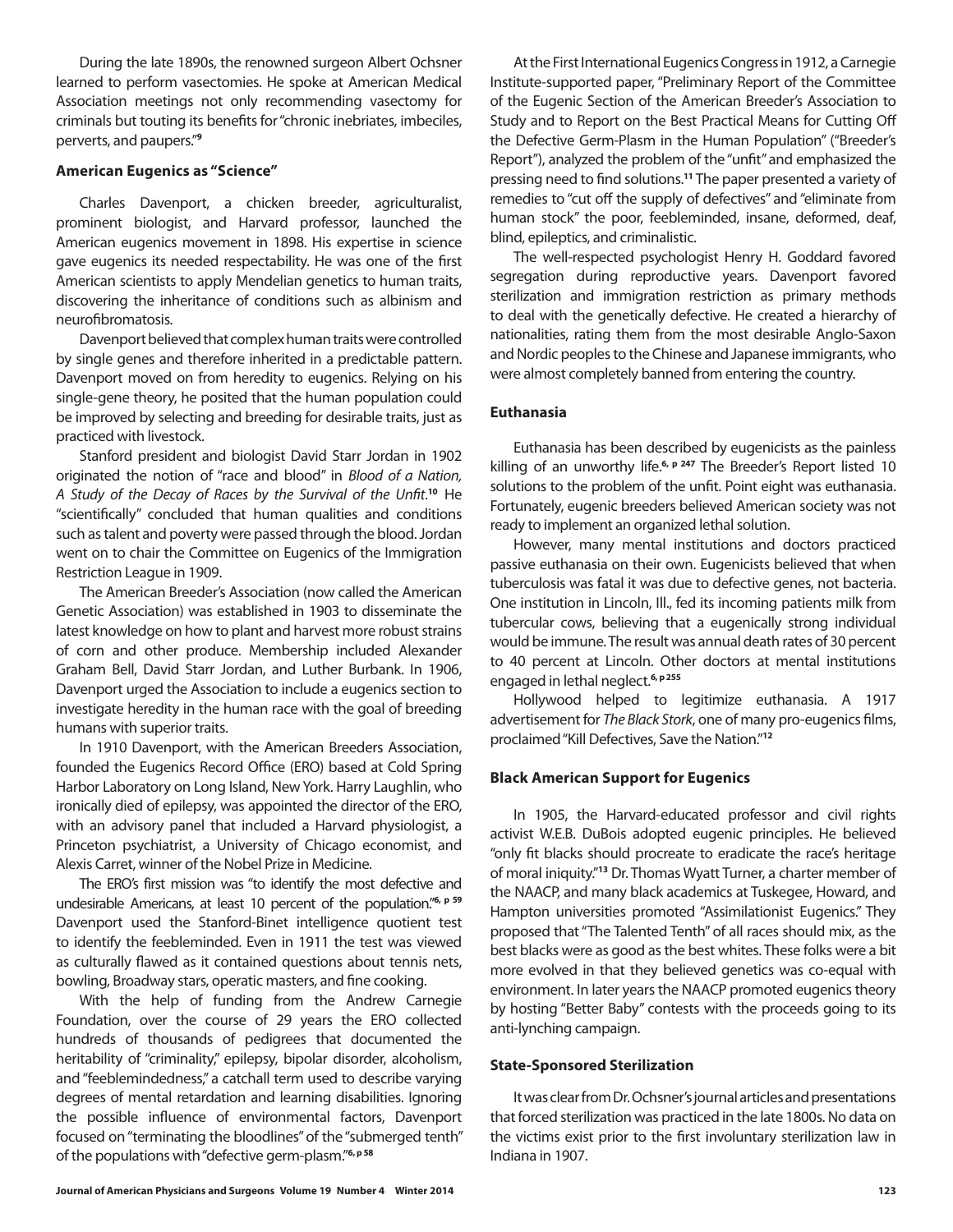During the late 1890s, the renowned surgeon Albert Ochsner learned to perform vasectomies. He spoke at American Medical Association meetings not only recommending vasectomy for criminals but touting its benefits for "chronic inebriates, imbeciles, perverts, and paupers."[9]

### American Eugenics as "Science"

Charles Davenport, a chicken breeder, agriculturalist, prominent biologist, and Harvard professor, launched the American eugenics movement in 1898. His expertise in science gave eugenics its needed respectability. He was one of the first American scientists to apply Mendelian genetics to human traits, discovering the inheritance of conditions such as albinism and neurofibromatosis.

Davenport believed that complex human traits were controlled by single genes and therefore inherited in a predictable pattern. Davenport moved on from heredity to eugenics. Relying on his single-gene theory, he posited that the human population could be improved by selecting and breeding for desirable traits, just as practiced with livestock.

Stanford president and biologist David Starr Jordan in 1902 originated the notion of "race and blood" in *Blood of a Nation, A Study of the Decay of Races by the Survival of the Unfit*.[10] He "scientifically" concluded that human qualities and conditions such as talent and poverty were passed through the blood. Jordan went on to chair the Committee on Eugenics of the Immigration Restriction League in 1909.

The American Breeder's Association (now called the American Genetic Association) was established in 1903 to disseminate the latest knowledge on how to plant and harvest more robust strains of corn and other produce. Membership included Alexander Graham Bell, David Starr Jordan, and Luther Burbank. In 1906, Davenport urged the Association to include a eugenics section to investigate heredity in the human race with the goal of breeding humans with superior traits.

In 1910 Davenport, with the American Breeders Association, founded the Eugenics Record Office (ERO) based at Cold Spring Harbor Laboratory on Long Island, New York. Harry Laughlin, who ironically died of epilepsy, was appointed the director of the ERO, with an advisory panel that included a Harvard physiologist, a Princeton psychiatrist, a University of Chicago economist, and Alexis Carret, winner of the Nobel Prize in Medicine.

The ERO's first mission was "to identify the most defective and undesirable Americans, at least 10 percent of the population."[6, p 59] Davenport used the Stanford-Binet intelligence quotient test to identify the feebleminded. Even in 1911 the test was viewed as culturally flawed as it contained questions about tennis nets, bowling, Broadway stars, operatic masters, and fine cooking.

With the help of funding from the Andrew Carnegie Foundation, over the course of 29 years the ERO collected hundreds of thousands of pedigrees that documented the heritability of "criminality," epilepsy, bipolar disorder, alcoholism, and "feeblemindedness," a catchall term used to describe varying degrees of mental retardation and learning disabilities. Ignoring the possible influence of environmental factors, Davenport focused on "terminating the bloodlines" of the "submerged tenth" of the populations with "defective germ-plasm."[6, p 58]

At the First International Eugenics Congress in 1912, a Carnegie Institute-supported paper, "Preliminary Report of the Committee of the Eugenic Section of the American Breeder's Association to Study and to Report on the Best Practical Means for Cutting Off the Defective Germ-Plasm in the Human Population" ("Breeder's Report"), analyzed the problem of the "unfit" and emphasized the pressing need to find solutions.[11] The paper presented a variety of remedies to "cut off the supply of defectives" and "eliminate from human stock" the poor, feebleminded, insane, deformed, deaf, blind, epileptics, and criminalistic.

The well-respected psychologist Henry H. Goddard favored segregation during reproductive years. Davenport favored sterilization and immigration restriction as primary methods to deal with the genetically defective. He created a hierarchy of nationalities, rating them from the most desirable Anglo-Saxon and Nordic peoples to the Chinese and Japanese immigrants, who were almost completely banned from entering the country.

### Euthanasia

Euthanasia has been described by eugenicists as the painless killing of an unworthy life.[6, p 247] The Breeder's Report listed 10 solutions to the problem of the unfit. Point eight was euthanasia. Fortunately, eugenic breeders believed American society was not ready to implement an organized lethal solution.

However, many mental institutions and doctors practiced passive euthanasia on their own. Eugenicists believed that when tuberculosis was fatal it was due to defective genes, not bacteria. One institution in Lincoln, Ill., fed its incoming patients milk from tubercular cows, believing that a eugenically strong individual would be immune. The result was annual death rates of 30 percent to 40 percent at Lincoln. Other doctors at mental institutions engaged in lethal neglect.[6, p 255]

Hollywood helped to legitimize euthanasia. A 1917 advertisement for *The Black Stork*, one of many pro-eugenics films, proclaimed "Kill Defectives, Save the Nation."[12]

### Black American Support for Eugenics

In 1905, the Harvard-educated professor and civil rights activist W.E.B. DuBois adopted eugenic principles. He believed "only fit blacks should procreate to eradicate the race's heritage of moral iniquity."[13] Dr. Thomas Wyatt Turner, a charter member of the NAACP, and many black academics at Tuskegee, Howard, and Hampton universities promoted "Assimilationist Eugenics." They proposed that "The Talented Tenth" of all races should mix, as the best blacks were as good as the best whites. These folks were a bit more evolved in that they believed genetics was co-equal with environment. In later years the NAACP promoted eugenics theory by hosting "Better Baby" contests with the proceeds going to its anti-lynching campaign.

### State-Sponsored Sterilization

It was clear from Dr. Ochsner's journal articles and presentations that forced sterilization was practiced in the late 1800s. No data on the victims exist prior to the first involuntary sterilization law in Indiana in 1907.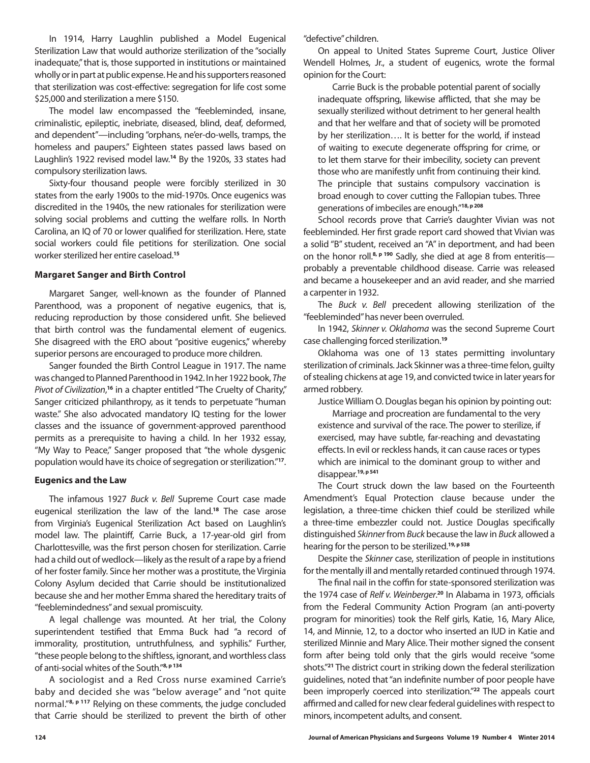In 1914, Harry Laughlin published a Model Eugenical Sterilization Law that would authorize sterilization of the "socially inadequate," that is, those supported in institutions or maintained wholly or in part at public expense. He and his supporters reasoned that sterilization was cost-effective: segregation for life cost some $25,000 and sterilization a mere $150.

The model law encompassed the "feebleminded, insane, criminalistic, epileptic, inebriate, diseased, blind, deaf, deformed, and dependent"—including "orphans, ne'er-do-wells, tramps, the homeless and paupers." Eighteen states passed laws based on Laughlin's 1922 revised model law.[14] By the 1920s, 33 states had compulsory sterilization laws.

Sixty-four thousand people were forcibly sterilized in 30 states from the early 1900s to the mid-1970s. Once eugenics was discredited in the 1940s, the new rationales for sterilization were solving social problems and cutting the welfare rolls. In North Carolina, an IQ of 70 or lower qualified for sterilization. Here, state social workers could file petitions for sterilization. One social worker sterilized her entire caseload.[15]

### Margaret Sanger and Birth Control

Margaret Sanger, well-known as the founder of Planned Parenthood, was a proponent of negative eugenics, that is, reducing reproduction by those considered unfit. She believed that birth control was the fundamental element of eugenics. She disagreed with the ERO about "positive eugenics," whereby superior persons are encouraged to produce more children.

Sanger founded the Birth Control League in 1917. The name was changed to Planned Parenthood in 1942. In her 1922 book, *The Pivot of Civilization*,[16] in a chapter entitled "The Cruelty of Charity," Sanger criticized philanthropy, as it tends to perpetuate "human waste." She also advocated mandatory IQ testing for the lower classes and the issuance of government-approved parenthood permits as a prerequisite to having a child. In her 1932 essay, "My Way to Peace," Sanger proposed that "the whole dysgenic population would have its choice of segregation or sterilization."[17].

### Eugenics and the Law

The infamous 1927 *Buck v. Bell* Supreme Court case made eugenical sterilization the law of the land.[18] The case arose from Virginia's Eugenical Sterilization Act based on Laughlin's model law. The plaintiff, Carrie Buck, a 17-year-old girl from Charlottesville, was the first person chosen for sterilization. Carrie had a child out of wedlock—likely as the result of a rape by a friend of her foster family. Since her mother was a prostitute, the Virginia Colony Asylum decided that Carrie should be institutionalized because she and her mother Emma shared the hereditary traits of "feeblemindedness" and sexual promiscuity.

A legal challenge was mounted. At her trial, the Colony superintendent testified that Emma Buck had "a record of immorality, prostitution, untruthfulness, and syphilis." Further, "these people belong to the shiftless, ignorant, and worthless class of anti-social whites of the South."[8, p 134]

A sociologist and a Red Cross nurse examined Carrie's baby and decided she was "below average" and "not quite normal."[8, p 117] Relying on these comments, the judge concluded that Carrie should be sterilized to prevent the birth of other "defective" children.

On appeal to United States Supreme Court, Justice Oliver Wendell Holmes, Jr., a student of eugenics, wrote the formal opinion for the Court:

> Carrie Buck is the probable potential parent of socially inadequate offspring, likewise afflicted, that she may be sexually sterilized without detriment to her general health and that her welfare and that of society will be promoted by her sterilization…. It is better for the world, if instead of waiting to execute degenerate offspring for crime, or to let them starve for their imbecility, society can prevent those who are manifestly unfit from continuing their kind. The principle that sustains compulsory vaccination is broad enough to cover cutting the Fallopian tubes. Three generations of imbeciles are enough."[18, p 208]

School records prove that Carrie's daughter Vivian was not feebleminded. Her first grade report card showed that Vivian was a solid "B" student, received an "A" in deportment, and had been on the honor roll.[8, p 190] Sadly, she died at age 8 from enteritis—probably a preventable childhood disease. Carrie was released and became a housekeeper and an avid reader, and she married a carpenter in 1932.

The *Buck v. Bell* precedent allowing sterilization of the "feebleminded" has never been overruled.

In 1942, *Skinner v. Oklahoma* was the second Supreme Court case challenging forced sterilization.[19]

Oklahoma was one of 13 states permitting involuntary sterilization of criminals. Jack Skinner was a three-time felon, guilty of stealing chickens at age 19, and convicted twice in later years for armed robbery.

Justice William O. Douglas began his opinion by pointing out:

> Marriage and procreation are fundamental to the very existence and survival of the race. The power to sterilize, if exercised, may have subtle, far-reaching and devastating effects. In evil or reckless hands, it can cause races or types which are inimical to the dominant group to wither and disappear.[19, p 541]

The Court struck down the law based on the Fourteenth Amendment's Equal Protection clause because under the legislation, a three-time chicken thief could be sterilized while a three-time embezzler could not. Justice Douglas specifically distinguished *Skinner* from *Buck* because the law in *Buck* allowed a hearing for the person to be sterilized.[19, p 538]

Despite the *Skinner* case, sterilization of people in institutions for the mentally ill and mentally retarded continued through 1974.

The final nail in the coffin for state-sponsored sterilization was the 1974 case of *Relf v. Weinberger*.[20] In Alabama in 1973, officials from the Federal Community Action Program (an anti-poverty program for minorities) took the Relf girls, Katie, 16, Mary Alice, 14, and Minnie, 12, to a doctor who inserted an IUD in Katie and sterilized Minnie and Mary Alice. Their mother signed the consent form after being told only that the girls would receive "some shots."[21] The district court in striking down the federal sterilization guidelines, noted that "an indefinite number of poor people have been improperly coerced into sterilization."[22] The appeals court affirmed and called for new clear federal guidelines with respect to minors, incompetent adults, and consent.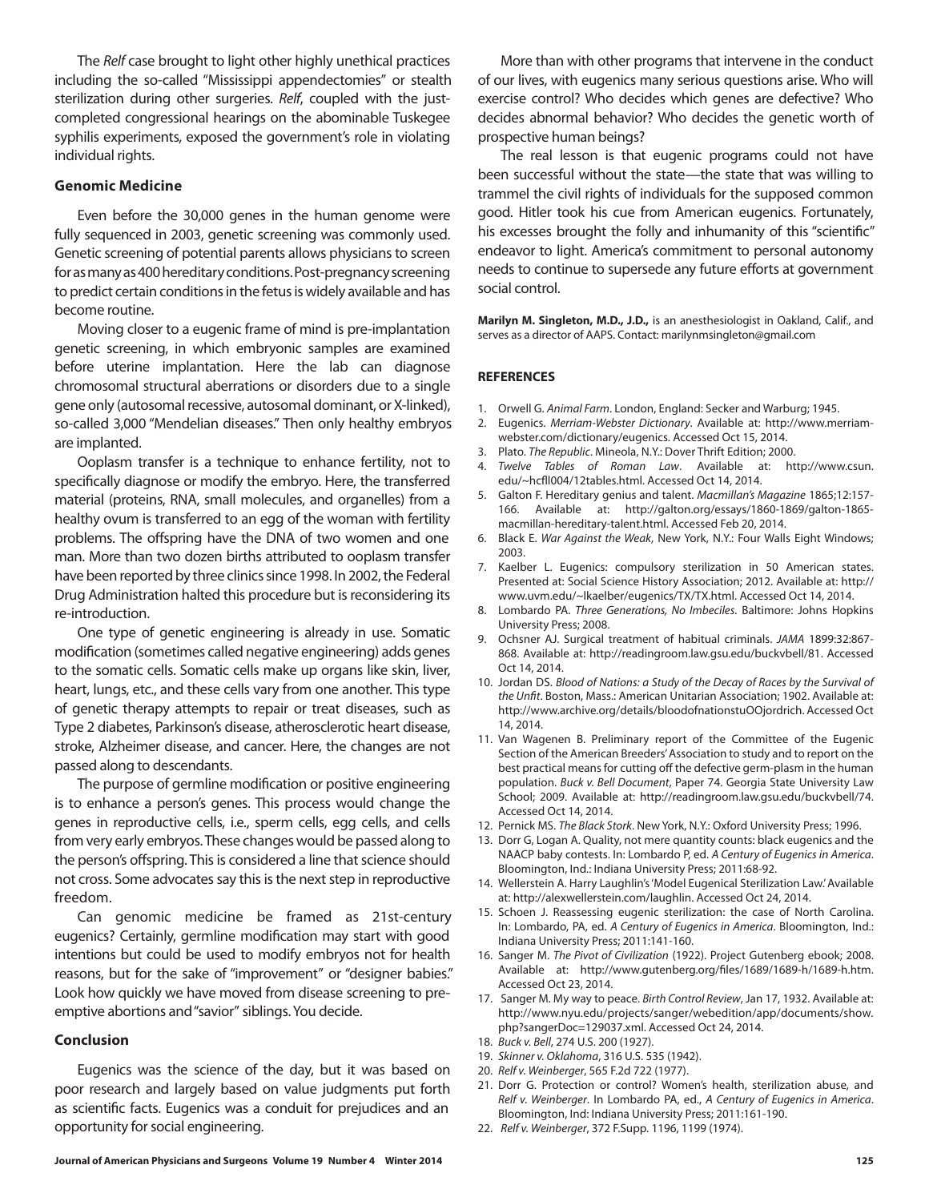The *Relf* case brought to light other highly unethical practices including the so-called "Mississippi appendectomies" or stealth sterilization during other surgeries. *Relf*, coupled with the just-completed congressional hearings on the abominable Tuskegee syphilis experiments, exposed the government's role in violating individual rights.

### Genomic Medicine

Even before the 30,000 genes in the human genome were fully sequenced in 2003, genetic screening was commonly used. Genetic screening of potential parents allows physicians to screen for as many as 400 hereditary conditions. Post-pregnancy screening to predict certain conditions in the fetus is widely available and has become routine.

Moving closer to a eugenic frame of mind is pre-implantation genetic screening, in which embryonic samples are examined before uterine implantation. Here the lab can diagnose chromosomal structural aberrations or disorders due to a single gene only (autosomal recessive, autosomal dominant, or X-linked), so-called 3,000 "Mendelian diseases." Then only healthy embryos are implanted.

Ooplasm transfer is a technique to enhance fertility, not to specifically diagnose or modify the embryo. Here, the transferred material (proteins, RNA, small molecules, and organelles) from a healthy ovum is transferred to an egg of the woman with fertility problems. The offspring have the DNA of two women and one man. More than two dozen births attributed to ooplasm transfer have been reported by three clinics since 1998. In 2002, the Federal Drug Administration halted this procedure but is reconsidering its re-introduction.

One type of genetic engineering is already in use. Somatic modification (sometimes called negative engineering) adds genes to the somatic cells. Somatic cells make up organs like skin, liver, heart, lungs, etc., and these cells vary from one another. This type of genetic therapy attempts to repair or treat diseases, such as Type 2 diabetes, Parkinson's disease, atherosclerotic heart disease, stroke, Alzheimer disease, and cancer. Here, the changes are not passed along to descendants.

The purpose of germline modification or positive engineering is to enhance a person's genes. This process would change the genes in reproductive cells, i.e., sperm cells, egg cells, and cells from very early embryos. These changes would be passed along to the person's offspring. This is considered a line that science should not cross. Some advocates say this is the next step in reproductive freedom.

Can genomic medicine be framed as 21st-century eugenics? Certainly, germline modification may start with good intentions but could be used to modify embryos not for health reasons, but for the sake of "improvement" or "designer babies." Look how quickly we have moved from disease screening to pre-emptive abortions and "savior" siblings. You decide.

### Conclusion

Eugenics was the science of the day, but it was based on poor research and largely based on value judgments put forth as scientific facts. Eugenics was a conduit for prejudices and an opportunity for social engineering.

More than with other programs that intervene in the conduct of our lives, with eugenics many serious questions arise. Who will exercise control? Who decides which genes are defective? Who decides abnormal behavior? Who decides the genetic worth of prospective human beings?

The real lesson is that eugenic programs could not have been successful without the state—the state that was willing to trammel the civil rights of individuals for the supposed common good. Hitler took his cue from American eugenics. Fortunately, his excesses brought the folly and inhumanity of this "scientific" endeavor to light. America's commitment to personal autonomy needs to continue to supersede any future efforts at government social control.

**Marilyn M. Singleton, M.D., J.D.,** is an anesthesiologist in Oakland, Calif., and serves as a director of AAPS. Contact: marilynmsingleton@gmail.com

### REFERENCES

1. Orwell G. *Animal Farm*. London, England: Secker and Warburg; 1945.
2. Eugenics. *Merriam-Webster Dictionary*. Available at: http://www.merriam-webster.com/dictionary/eugenics. Accessed Oct 15, 2014.
3. Plato. *The Republic*. Mineola, N.Y.: Dover Thrift Edition; 2000.
4. *Twelve Tables of Roman Law*. Available at: http://www.csun.edu/~hcfll004/12tables.html. Accessed Oct 14, 2014.
5. Galton F. Hereditary genius and talent. *Macmillan's Magazine* 1865;12:157-166. Available at: http://galton.org/essays/1860-1869/galton-1865-macmillan-hereditary-talent.html. Accessed Feb 20, 2014.
6. Black E. *War Against the Weak*, New York, N.Y.: Four Walls Eight Windows; 2003.
7. Kaelber L. Eugenics: compulsory sterilization in 50 American states. Presented at: Social Science History Association; 2012. Available at: http://www.uvm.edu/~lkaelber/eugenics/TX/TX.html. Accessed Oct 14, 2014.
8. Lombardo PA. *Three Generations, No Imbeciles*. Baltimore: Johns Hopkins University Press; 2008.
9. Ochsner AJ. Surgical treatment of habitual criminals. *JAMA* 1899:32:867-868. Available at: http://readingroom.law.gsu.edu/buckvbell/81. Accessed Oct 14, 2014.
10. Jordan DS. *Blood of Nations: a Study of the Decay of Races by the Survival of the Unfit*. Boston, Mass.: American Unitarian Association; 1902. Available at: http://www.archive.org/details/bloodofnationstuOOjordrich. Accessed Oct 14, 2014.
11. Van Wagenen B. Preliminary report of the Committee of the Eugenic Section of the American Breeders' Association to study and to report on the best practical means for cutting off the defective germ-plasm in the human population. *Buck v. Bell Document*, Paper 74. Georgia State University Law School; 2009. Available at: http://readingroom.law.gsu.edu/buckvbell/74. Accessed Oct 14, 2014.
12. Pernick MS. *The Black Stork*. New York, N.Y.: Oxford University Press; 1996.
13. Dorr G, Logan A. Quality, not mere quantity counts: black eugenics and the NAACP baby contests. In: Lombardo P, ed. *A Century of Eugenics in America*. Bloomington, Ind.: Indiana University Press; 2011:68-92.
14. Wellerstein A. Harry Laughlin's 'Model Eugenical Sterilization Law.' Available at: http://alexwellerstein.com/laughlin. Accessed Oct 24, 2014.
15. Schoen J. Reassessing eugenic sterilization: the case of North Carolina. In: Lombardo, PA, ed. *A Century of Eugenics in America*. Bloomington, Ind.: Indiana University Press; 2011:141-160.
16. Sanger M. *The Pivot of Civilization* (1922). Project Gutenberg ebook; 2008. Available at: http://www.gutenberg.org/files/1689/1689-h/1689-h.htm. Accessed Oct 23, 2014.
17. Sanger M. My way to peace. *Birth Control Review*, Jan 17, 1932. Available at: http://www.nyu.edu/projects/sanger/webedition/app/documents/show.php?sangerDoc=129037.xml. Accessed Oct 24, 2014.
18. *Buck v. Bell*, 274 U.S. 200 (1927).
19. *Skinner v. Oklahoma*, 316 U.S. 535 (1942).
20. *Relf v. Weinberger*, 565 F.2d 722 (1977).
21. Dorr G. Protection or control? Women's health, sterilization abuse, and *Relf v. Weinberger*. In Lombardo PA, ed., *A Century of Eugenics in America*. Bloomington, Ind: Indiana University Press; 2011:161-190.
22. *Relf v. Weinberger*, 372 F.Supp. 1196, 1199 (1974).